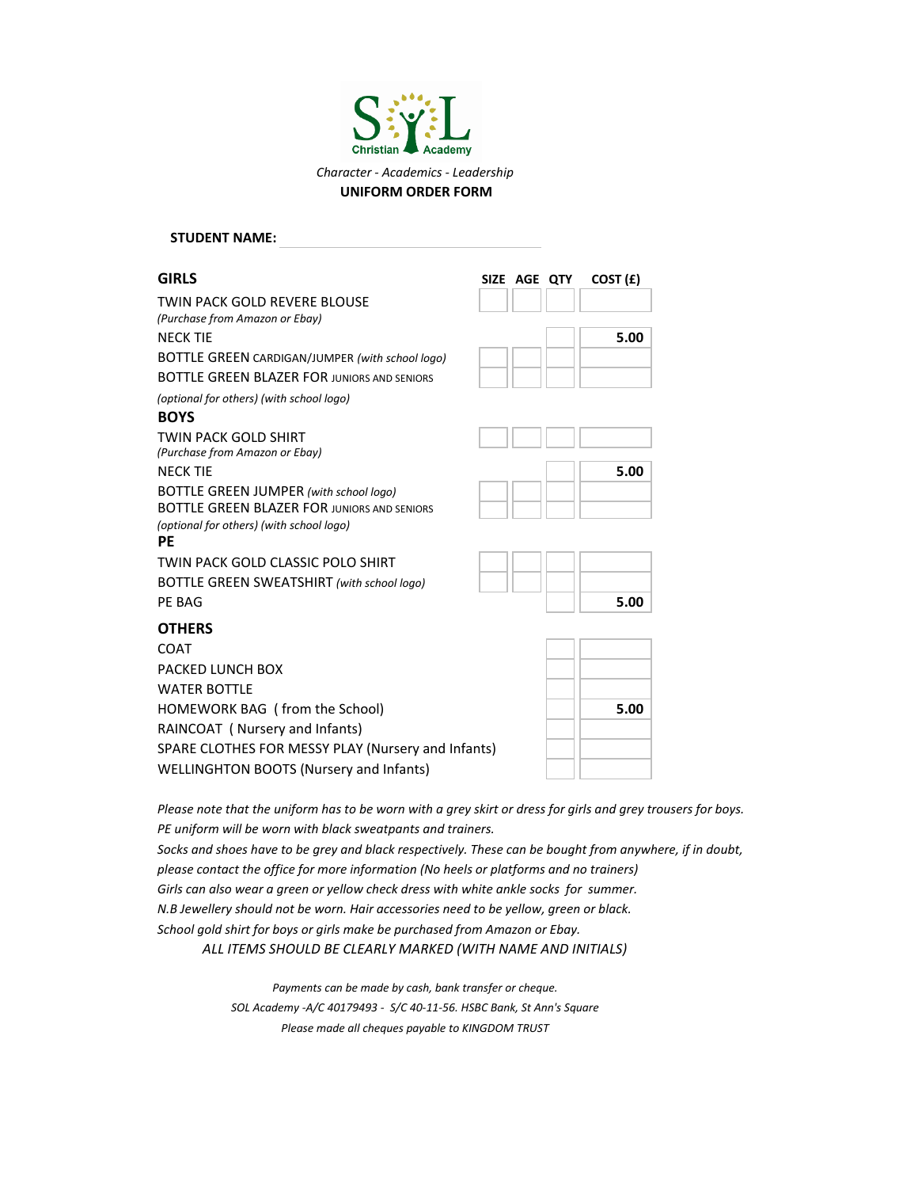SOL Christian Academy

*Character - Academics - Leadership*

**UNIFORM ORDER FORM**

**STUDENT NAME:** ____________________

| GIRLS | SIZE | AGE | QTY | COST (£) |
|---|---|---|---|---|
| TWIN PACK GOLD REVERE BLOUSE *(Purchase from Amazon or Ebay)* | | | | |
| NECK TIE | | | | **5.00** |
| BOTTLE GREEN CARDIGAN/JUMPER *(with school logo)* | | | | |
| BOTTLE GREEN BLAZER FOR JUNIORS AND SENIORS *(optional for others) (with school logo)* | | | | |
| **BOYS** | | | | |
| TWIN PACK GOLD SHIRT *(Purchase from Amazon or Ebay)* | | | | |
| NECK TIE | | | | **5.00** |
| BOTTLE GREEN JUMPER *(with school logo)* | | | | |
| BOTTLE GREEN BLAZER FOR JUNIORS AND SENIORS *(optional for others) (with school logo)* | | | | |
| **PE** | | | | |
| TWIN PACK GOLD CLASSIC POLO SHIRT | | | | |
| BOTTLE GREEN SWEATSHIRT *(with school logo)* | | | | |
| PE BAG | | | | **5.00** |
| **OTHERS** | | | | |
| COAT | | | | |
| PACKED LUNCH BOX | | | | |
| WATER BOTTLE | | | | |
| HOMEWORK BAG ( from the School) | | | | **5.00** |
| RAINCOAT ( Nursery and Infants) | | | | |
| SPARE CLOTHES FOR MESSY PLAY (Nursery and Infants) | | | | |
| WELLINGTON BOOTS (Nursery and Infants) | | | | |

*Please note that the uniform has to be worn with a grey skirt or dress for girls and grey trousers for boys.*
*PE uniform will be worn with black sweatpants and trainers.*
*Socks and shoes have to be grey and black respectively. These can be bought from anywhere, if in doubt, please contact the office for more information (No heels or platforms and no trainers)*
*Girls can also wear a green or yellow check dress with white ankle socks for summer.*
*N.B Jewellery should not be worn. Hair accessories need to be yellow, green or black.*
*School gold shirt for boys or girls make be purchased from Amazon or Ebay.*

*ALL ITEMS SHOULD BE CLEARLY MARKED (WITH NAME AND INITIALS)*

*Payments can be made by cash, bank transfer or cheque.*
*SOL Academy -A/C 40179493 - S/C 40-11-56. HSBC Bank, St Ann's Square*
*Please made all cheques payable to KINGDOM TRUST*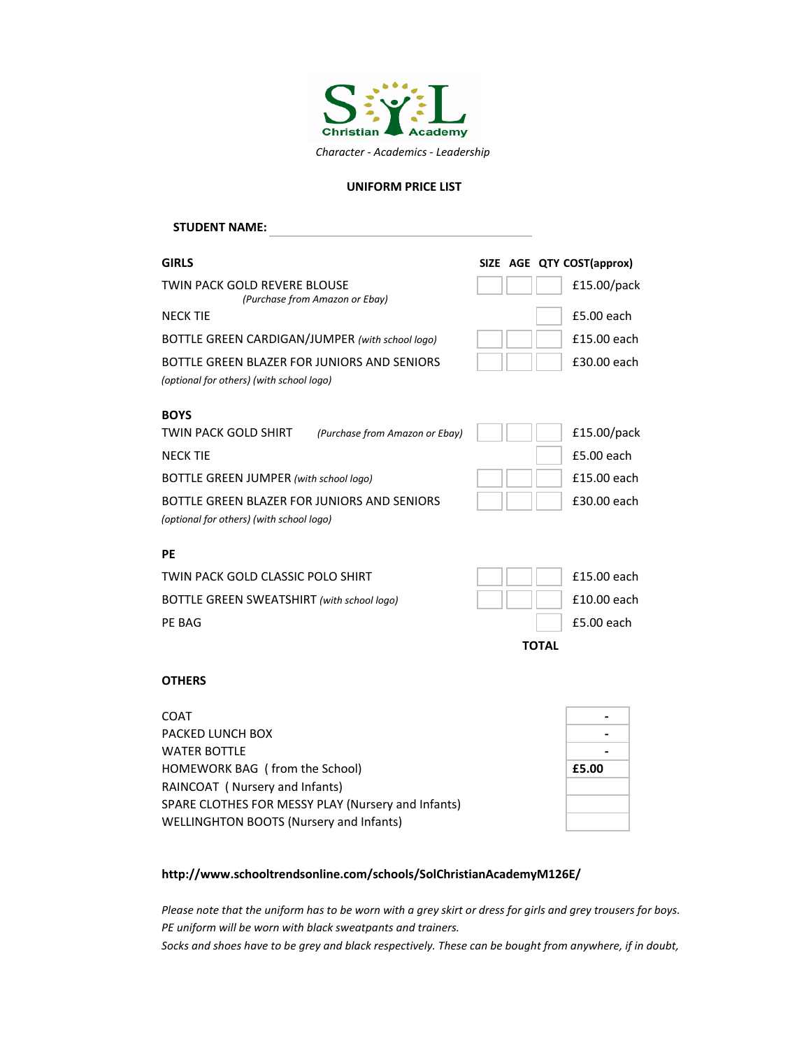SOL Christian Academy

*Character - Academics - Leadership*

**UNIFORM PRICE LIST**

**STUDENT NAME:** ______________________________

| **GIRLS** | **SIZE** | **AGE** | **QTY** | **COST(approx)** |
|---|---|---|---|---|
| TWIN PACK GOLD REVERE BLOUSE *(Purchase from Amazon or Ebay)* | | | | £15.00/pack |
| NECK TIE | | | | £5.00 each |
| BOTTLE GREEN CARDIGAN/JUMPER *(with school logo)* | | | | £15.00 each |
| BOTTLE GREEN BLAZER FOR JUNIORS AND SENIORS *(optional for others) (with school logo)* | | | | £30.00 each |
| **BOYS** | | | | |
| TWIN PACK GOLD SHIRT *(Purchase from Amazon or Ebay)* | | | | £15.00/pack |
| NECK TIE | | | | £5.00 each |
| BOTTLE GREEN JUMPER *(with school logo)* | | | | £15.00 each |
| BOTTLE GREEN BLAZER FOR JUNIORS AND SENIORS *(optional for others) (with school logo)* | | | | £30.00 each |
| **PE** | | | | |
| TWIN PACK GOLD CLASSIC POLO SHIRT | | | | £15.00 each |
| BOTTLE GREEN SWEATSHIRT *(with school logo)* | | | | £10.00 each |
| PE BAG | | | | £5.00 each |
| | | | **TOTAL** | |

**OTHERS**

| | |
|---|---|
| COAT | - |
| PACKED LUNCH BOX | - |
| WATER BOTTLE | - |
| HOMEWORK BAG ( from the School) | **£5.00** |
| RAINCOAT ( Nursery and Infants) | |
| SPARE CLOTHES FOR MESSY PLAY (Nursery and Infants) | |
| WELLINGHTON BOOTS (Nursery and Infants) | |

**http://www.schooltrendsonline.com/schools/SolChristianAcademyM126E/**

*Please note that the uniform has to be worn with a grey skirt or dress for girls and grey trousers for boys.*
*PE uniform will be worn with black sweatpants and trainers.*
*Socks and shoes have to be grey and black respectively. These can be bought from anywhere, if in doubt,*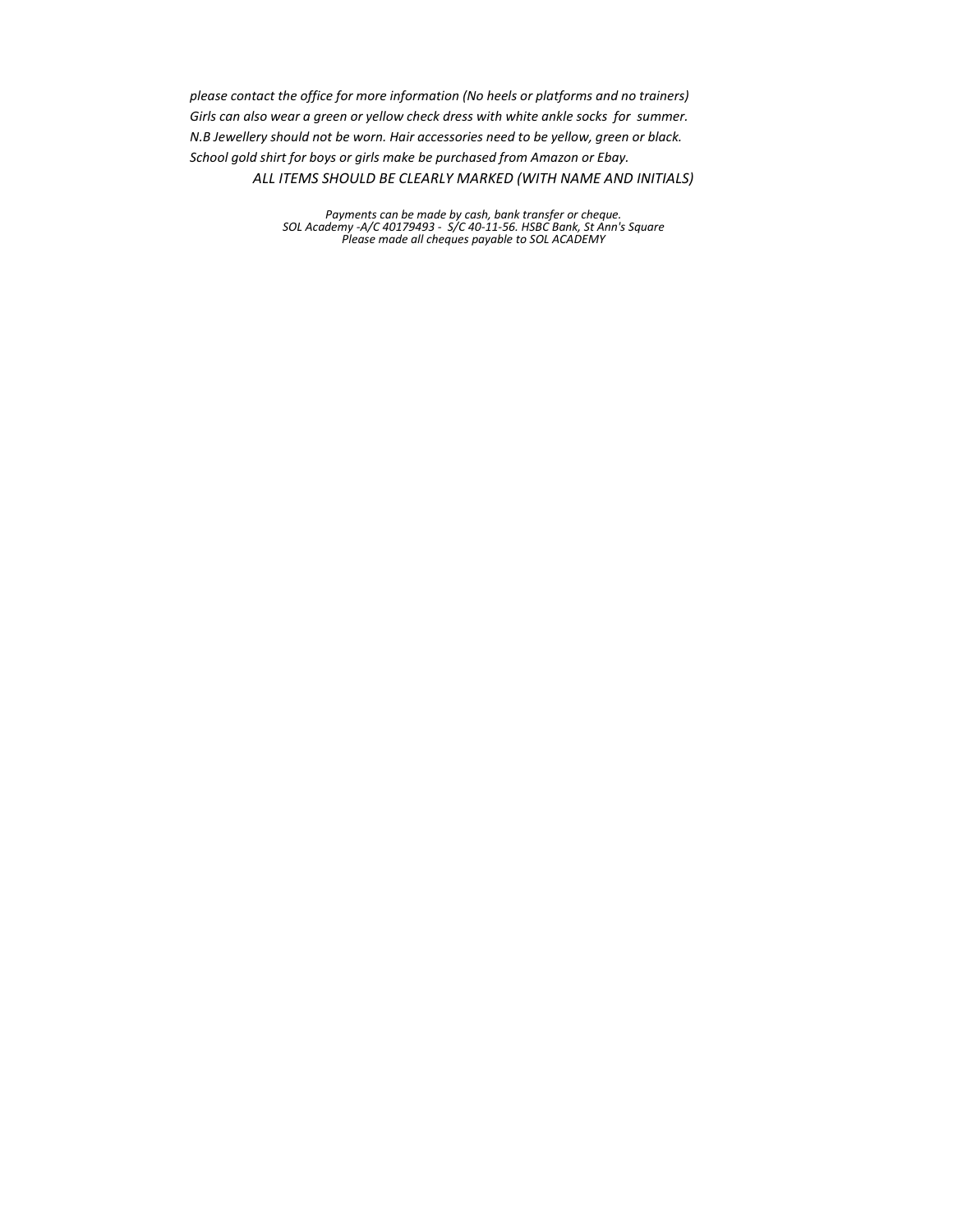*please contact the office for more information (No heels or platforms and no trainers)*
*Girls can also wear a green or yellow check dress with white ankle socks for summer.*
*N.B Jewellery should not be worn. Hair accessories need to be yellow, green or black.*
*School gold shirt for boys or girls make be purchased from Amazon or Ebay.*

*ALL ITEMS SHOULD BE CLEARLY MARKED (WITH NAME AND INITIALS)*

*Payments can be made by cash, bank transfer or cheque.*
*SOL Academy -A/C 40179493 - S/C 40-11-56. HSBC Bank, St Ann's Square*
*Please made all cheques payable to SOL ACADEMY*